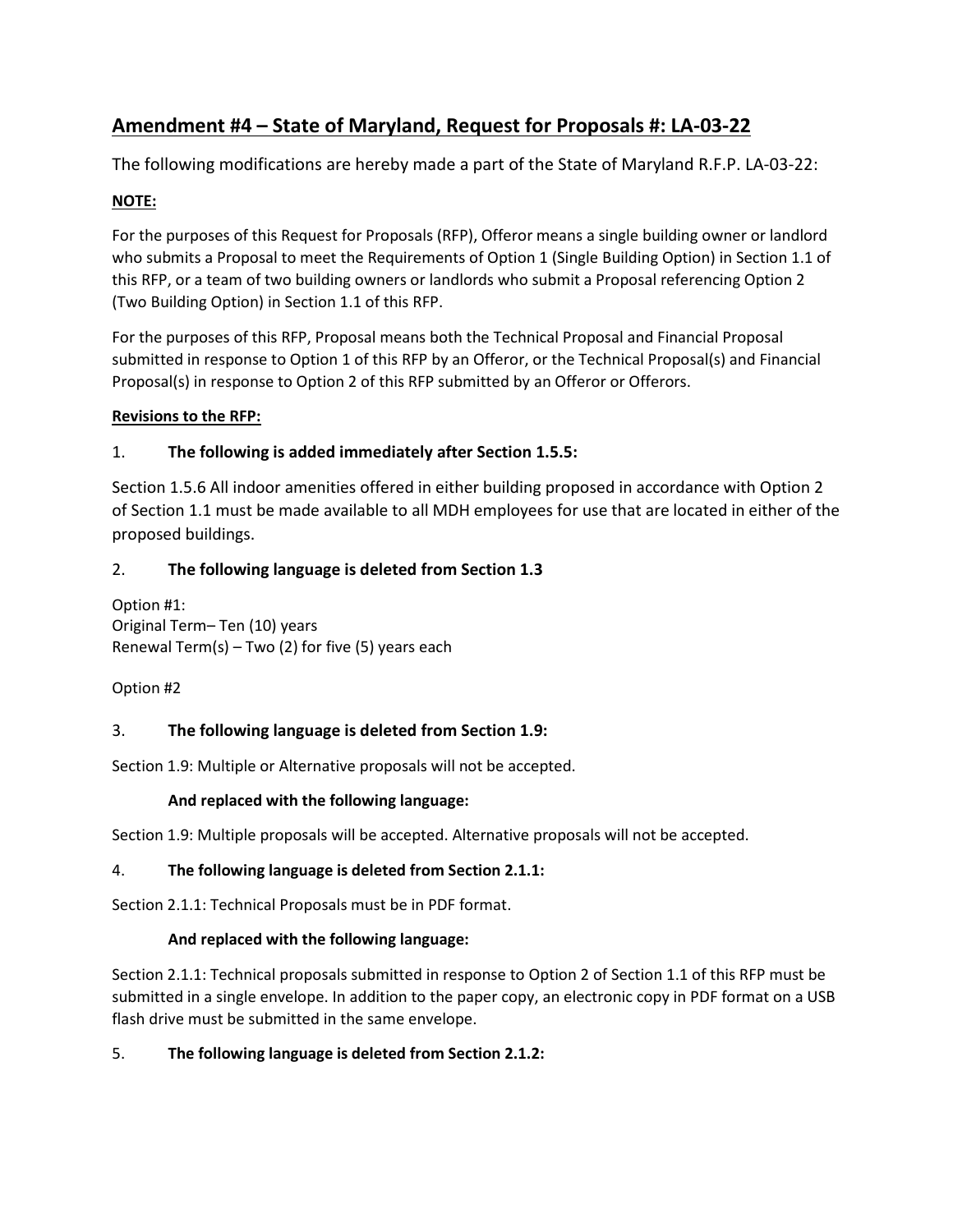## Amendment #4 – State of Maryland, Request for Proposals #: LA-03-22

The following modifications are hereby made a part of the State of Maryland R.F.P. LA-03-22:

**NOTE:**

For the purposes of this Request for Proposals (RFP), Offeror means a single building owner or landlord who submits a Proposal to meet the Requirements of Option 1 (Single Building Option) in Section 1.1 of this RFP, or a team of two building owners or landlords who submit a Proposal referencing Option 2 (Two Building Option) in Section 1.1 of this RFP.

For the purposes of this RFP, Proposal means both the Technical Proposal and Financial Proposal submitted in response to Option 1 of this RFP by an Offeror, or the Technical Proposal(s) and Financial Proposal(s) in response to Option 2 of this RFP submitted by an Offeror or Offerors.

**Revisions to the RFP:**

1. **The following is added immediately after Section 1.5.5:**

Section 1.5.6 All indoor amenities offered in either building proposed in accordance with Option 2 of Section 1.1 must be made available to all MDH employees for use that are located in either of the proposed buildings.

2. **The following language is deleted from Section 1.3**

Option #1:
Original Term– Ten (10) years
Renewal Term(s) – Two (2) for five (5) years each

Option #2

3. **The following language is deleted from Section 1.9:**

Section 1.9: Multiple or Alternative proposals will not be accepted.

**And replaced with the following language:**

Section 1.9: Multiple proposals will be accepted. Alternative proposals will not be accepted.

4. **The following language is deleted from Section 2.1.1:**

Section 2.1.1: Technical Proposals must be in PDF format.

**And replaced with the following language:**

Section 2.1.1: Technical proposals submitted in response to Option 2 of Section 1.1 of this RFP must be submitted in a single envelope. In addition to the paper copy, an electronic copy in PDF format on a USB flash drive must be submitted in the same envelope.

5. **The following language is deleted from Section 2.1.2:**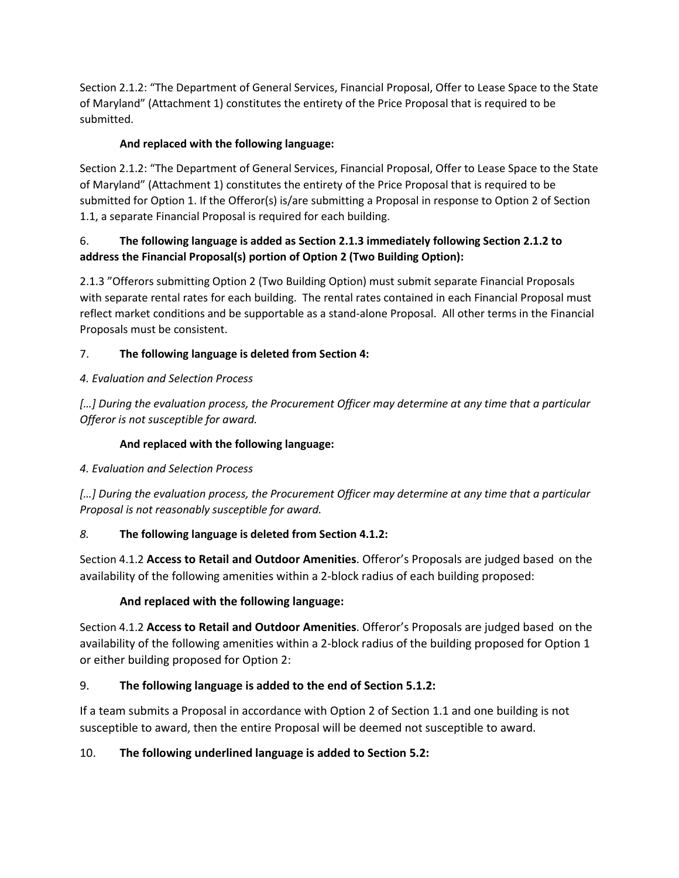Section 2.1.2: "The Department of General Services, Financial Proposal, Offer to Lease Space to the State of Maryland" (Attachment 1) constitutes the entirety of the Price Proposal that is required to be submitted.

**And replaced with the following language:**

Section 2.1.2: "The Department of General Services, Financial Proposal, Offer to Lease Space to the State of Maryland" (Attachment 1) constitutes the entirety of the Price Proposal that is required to be submitted for Option 1. If the Offeror(s) is/are submitting a Proposal in response to Option 2 of Section 1.1, a separate Financial Proposal is required for each building.

6. **The following language is added as Section 2.1.3 immediately following Section 2.1.2 to address the Financial Proposal(s) portion of Option 2 (Two Building Option):**

2.1.3 "Offerors submitting Option 2 (Two Building Option) must submit separate Financial Proposals with separate rental rates for each building. The rental rates contained in each Financial Proposal must reflect market conditions and be supportable as a stand-alone Proposal. All other terms in the Financial Proposals must be consistent.

7. **The following language is deleted from Section 4:**

*4. Evaluation and Selection Process*

*[…] During the evaluation process, the Procurement Officer may determine at any time that a particular Offeror is not susceptible for award.*

**And replaced with the following language:**

*4. Evaluation and Selection Process*

*[…] During the evaluation process, the Procurement Officer may determine at any time that a particular Proposal is not reasonably susceptible for award.*

*8.* **The following language is deleted from Section 4.1.2:**

Section 4.1.2 **Access to Retail and Outdoor Amenities**. Offeror's Proposals are judged based on the availability of the following amenities within a 2-block radius of each building proposed:

**And replaced with the following language:**

Section 4.1.2 **Access to Retail and Outdoor Amenities**. Offeror's Proposals are judged based on the availability of the following amenities within a 2-block radius of the building proposed for Option 1 or either building proposed for Option 2:

9. **The following language is added to the end of Section 5.1.2:**

If a team submits a Proposal in accordance with Option 2 of Section 1.1 and one building is not susceptible to award, then the entire Proposal will be deemed not susceptible to award.

10. **The following underlined language is added to Section 5.2:**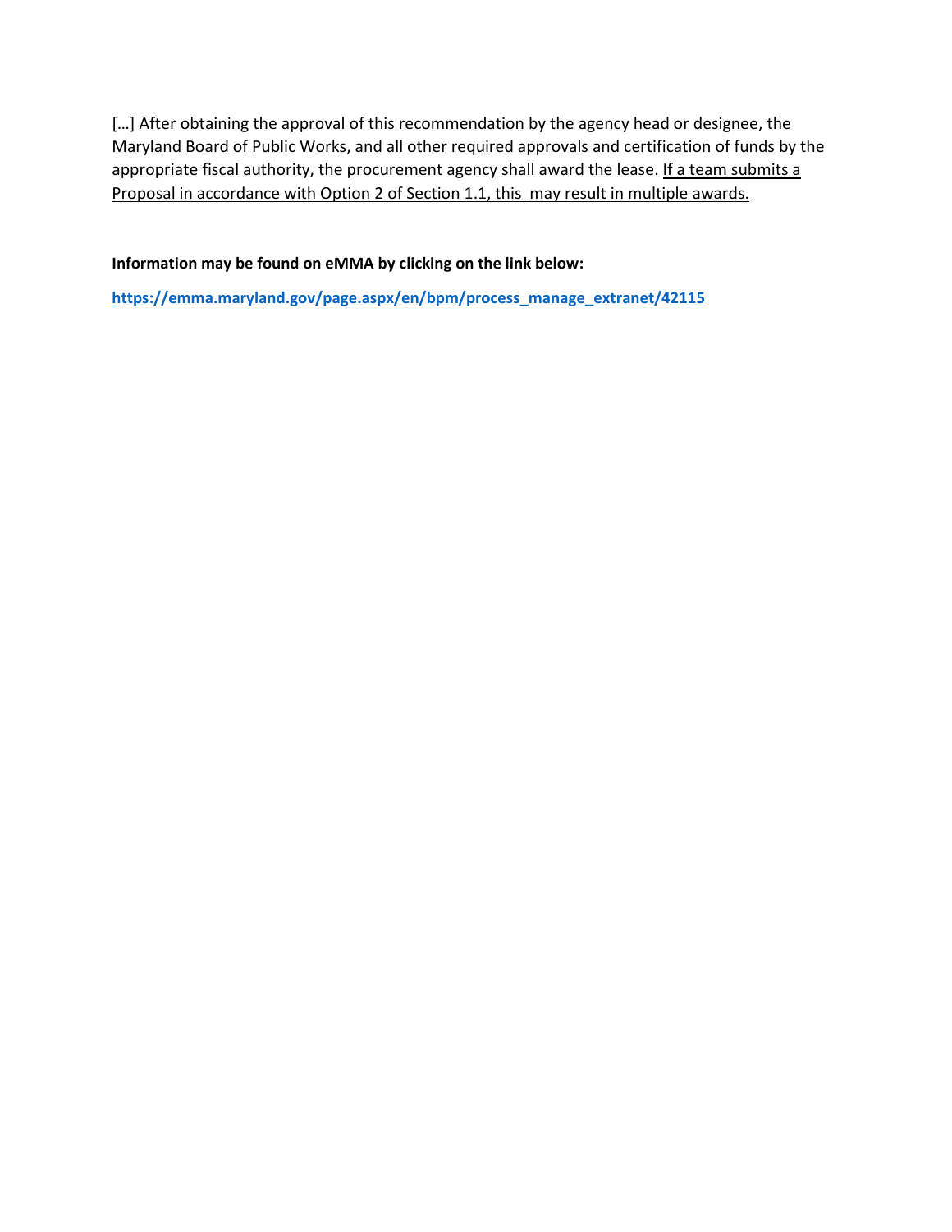[…] After obtaining the approval of this recommendation by the agency head or designee, the Maryland Board of Public Works, and all other required approvals and certification of funds by the appropriate fiscal authority, the procurement agency shall award the lease. <u>If a team submits a Proposal in accordance with Option 2 of Section 1.1, this  may result in multiple awards.</u>

**Information may be found on eMMA by clicking on the link below:**

**https://emma.maryland.gov/page.aspx/en/bpm/process_manage_extranet/42115**